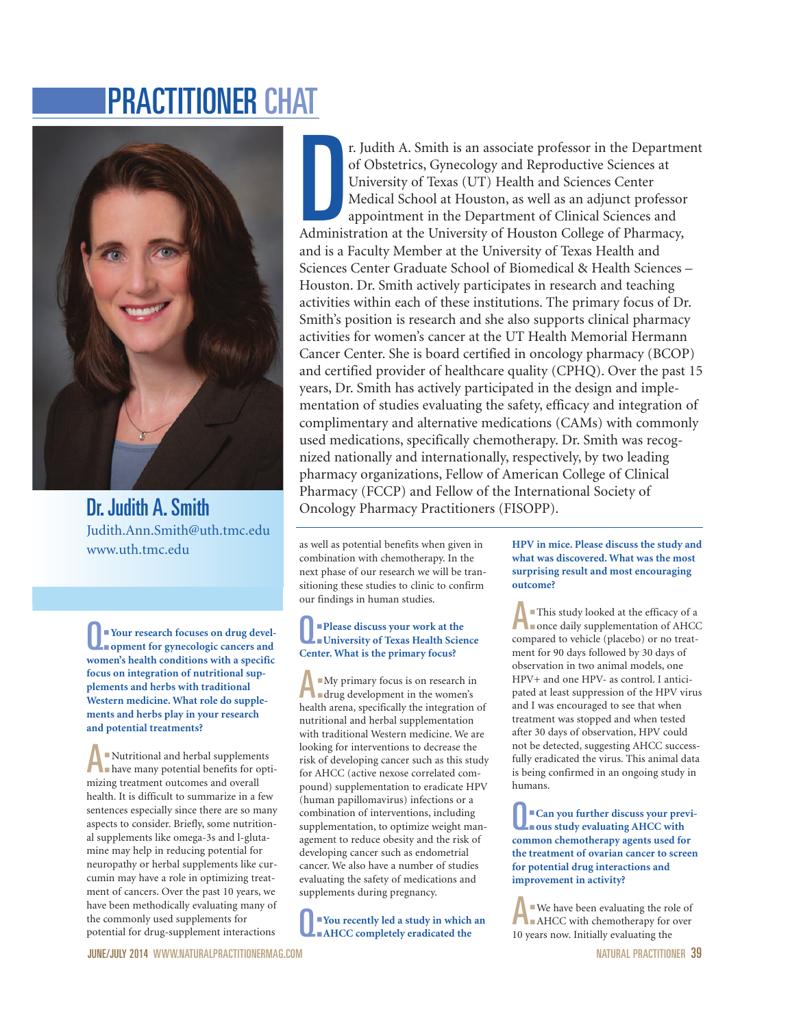# PRACTITIONER CHAT

## Dr. Judith A. Smith

Judith.Ann.Smith@uth.tmc.edu
www.uth.tmc.edu

Dr. Judith A. Smith is an associate professor in the Department of Obstetrics, Gynecology and Reproductive Sciences at University of Texas (UT) Health and Sciences Center Medical School at Houston, as well as an adjunct professor appointment in the Department of Clinical Sciences and Administration at the University of Houston College of Pharmacy, and is a Faculty Member at the University of Texas Health and Sciences Center Graduate School of Biomedical & Health Sciences – Houston. Dr. Smith actively participates in research and teaching activities within each of these institutions. The primary focus of Dr. Smith's position is research and she also supports clinical pharmacy activities for women's cancer at the UT Health Memorial Hermann Cancer Center. She is board certified in oncology pharmacy (BCOP) and certified provider of healthcare quality (CPHQ). Over the past 15 years, Dr. Smith has actively participated in the design and implementation of studies evaluating the safety, efficacy and integration of complimentary and alternative medications (CAMs) with commonly used medications, specifically chemotherapy. Dr. Smith was recognized nationally and internationally, respectively, by two leading pharmacy organizations, Fellow of American College of Clinical Pharmacy (FCCP) and Fellow of the International Society of Oncology Pharmacy Practitioners (FISOPP).

**Q: Your research focuses on drug development for gynecologic cancers and women's health conditions with a specific focus on integration of nutritional supplements and herbs with traditional Western medicine. What role do supplements and herbs play in your research and potential treatments?**

A: Nutritional and herbal supplements have many potential benefits for optimizing treatment outcomes and overall health. It is difficult to summarize in a few sentences especially since there are so many aspects to consider. Briefly, some nutritional supplements like omega-3s and l-glutamine may help in reducing potential for neuropathy or herbal supplements like curcumin may have a role in optimizing treatment of cancers. Over the past 10 years, we have been methodically evaluating many of the commonly used supplements for potential for drug-supplement interactions as well as potential benefits when given in combination with chemotherapy. In the next phase of our research we will be transitioning these studies to clinic to confirm our findings in human studies.

**Q: Please discuss your work at the University of Texas Health Science Center. What is the primary focus?**

A: My primary focus is on research in drug development in the women's health arena, specifically the integration of nutritional and herbal supplementation with traditional Western medicine. We are looking for interventions to decrease the risk of developing cancer such as this study for AHCC (active nexose correlated compound) supplementation to eradicate HPV (human papillomavirus) infections or a combination of interventions, including supplementation, to optimize weight management to reduce obesity and the risk of developing cancer such as endometrial cancer. We also have a number of studies evaluating the safety of medications and supplements during pregnancy.

**Q: You recently led a study in which an AHCC completely eradicated the HPV in mice. Please discuss the study and what was discovered. What was the most surprising result and most encouraging outcome?**

A: This study looked at the efficacy of a once daily supplementation of AHCC compared to vehicle (placebo) or no treatment for 90 days followed by 30 days of observation in two animal models, one HPV+ and one HPV- as control. I anticipated at least suppression of the HPV virus and I was encouraged to see that when treatment was stopped and when tested after 30 days of observation, HPV could not be detected, suggesting AHCC successfully eradicated the virus. This animal data is being confirmed in an ongoing study in humans.

**Q: Can you further discuss your previous study evaluating AHCC with common chemotherapy agents used for the treatment of ovarian cancer to screen for potential drug interactions and improvement in activity?**

A: We have been evaluating the role of AHCC with chemotherapy for over 10 years now. Initially evaluating the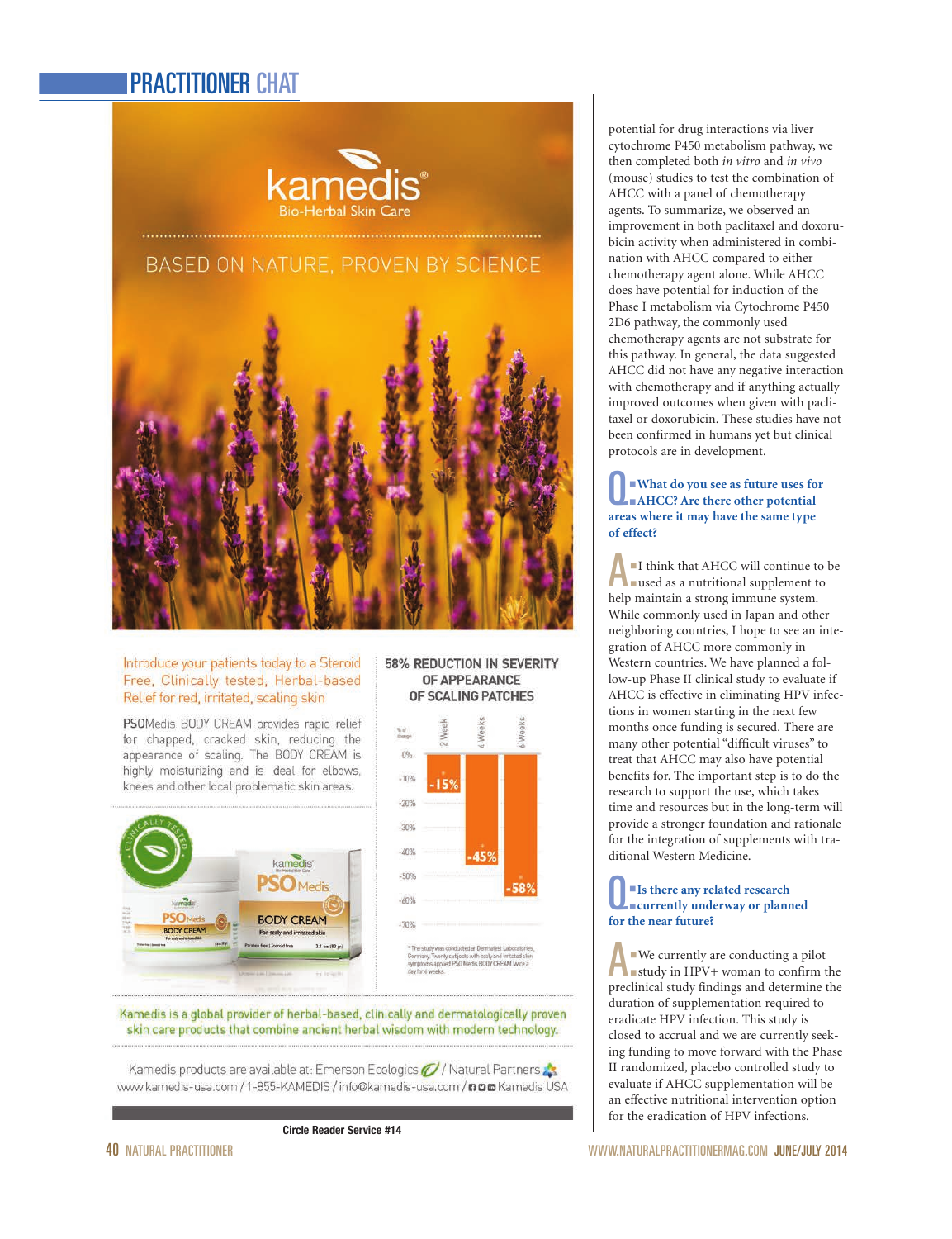kamedis®
Bio-Herbal Skin Care

BASED ON NATURE, PROVEN BY SCIENCE

Introduce your patients today to a Steroid Free, Clinically tested, Herbal-based Relief for red, irritated, scaling skin

PSOMedis BODY CREAM provides rapid relief for chapped, cracked skin, reducing the appearance of scaling. The BODY CREAM is highly moisturizing and is ideal for elbows, knees and other local problematic skin areas.

**58% REDUCTION IN SEVERITY OF APPEARANCE OF SCALING PATCHES**

% of change

2 Week
4 Weeks
6 Weeks

0%
-10%
-20%
-30%
-40%
-50%
-60%
-70%

-15%
-45%
-58%

* The study was conducted at Dermatest Laboratories, Germany. Twenty subjects with scaly and irritated skin symptoms applied PSO Medis BODY CREAM twice a day for 6 weeks.

Kamedis is a global provider of herbal-based, clinically and dermatologically proven skin care products that combine ancient herbal wisdom with modern technology.

Kamedis products are available at: Emerson Ecologics / Natural Partners
www.kamedis-usa.com / 1-855-KAMEDIS / info@kamedis-usa.com / Kamedis USA

Circle Reader Service #14

potential for drug interactions via liver cytochrome P450 metabolism pathway, we then completed both *in vitro* and *in vivo* (mouse) studies to test the combination of AHCC with a panel of chemotherapy agents. To summarize, we observed an improvement in both paclitaxel and doxorubicin activity when administered in combination with AHCC compared to either chemotherapy agent alone. While AHCC does have potential for induction of the Phase I metabolism via Cytochrome P450 2D6 pathway, the commonly used chemotherapy agents are not substrate for this pathway. In general, the data suggested AHCC did not have any negative interaction with chemotherapy and if anything actually improved outcomes when given with paclitaxel or doxorubicin. These studies have not been confirmed in humans yet but clinical protocols are in development.

**Q: What do you see as future uses for AHCC? Are there other potential areas where it may have the same type of effect?**

A: I think that AHCC will continue to be used as a nutritional supplement to help maintain a strong immune system. While commonly used in Japan and other neighboring countries, I hope to see an integration of AHCC more commonly in Western countries. We have planned a follow-up Phase II clinical study to evaluate if AHCC is effective in eliminating HPV infections in women starting in the next few months once funding is secured. There are many other potential "difficult viruses" to treat that AHCC may also have potential benefits for. The important step is to do the research to support the use, which takes time and resources but in the long-term will provide a stronger foundation and rationale for the integration of supplements with traditional Western Medicine.

**Q: Is there any related research currently underway or planned for the near future?**

A: We currently are conducting a pilot study in HPV+ woman to confirm the preclinical study findings and determine the duration of supplementation required to eradicate HPV infection. This study is closed to accrual and we are currently seeking funding to move forward with the Phase II randomized, placebo controlled study to evaluate if AHCC supplementation will be an effective nutritional intervention option for the eradication of HPV infections.